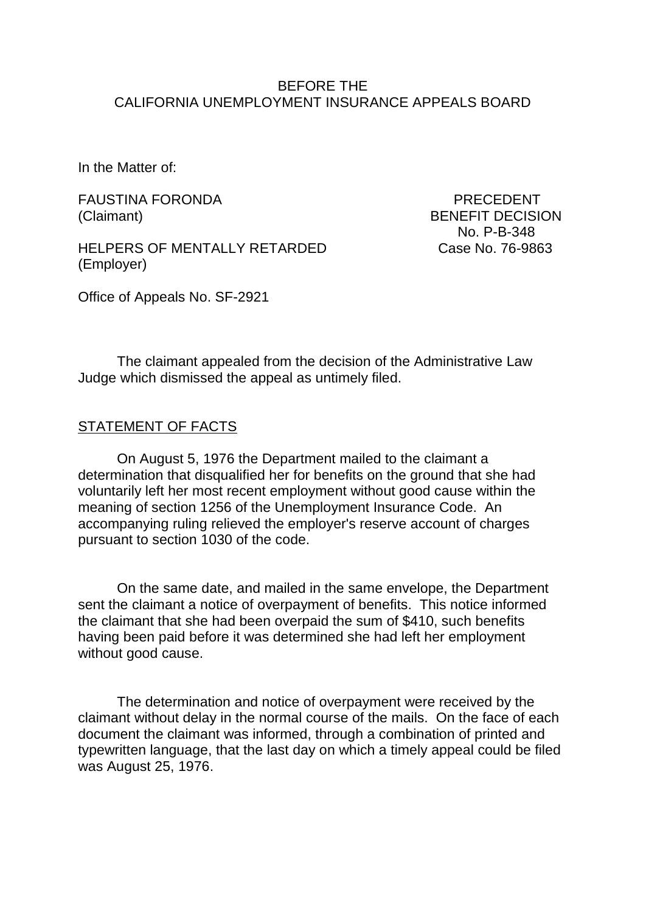BEFORE THE
CALIFORNIA UNEMPLOYMENT INSURANCE APPEALS BOARD

In the Matter of:

FAUSTINA FORONDA
(Claimant)

HELPERS OF MENTALLY RETARDED
(Employer)

PRECEDENT
BENEFIT DECISION
No. P-B-348
Case No. 76-9863

Office of Appeals No. SF-2921

The claimant appealed from the decision of the Administrative Law Judge which dismissed the appeal as untimely filed.

## STATEMENT OF FACTS

On August 5, 1976 the Department mailed to the claimant a determination that disqualified her for benefits on the ground that she had voluntarily left her most recent employment without good cause within the meaning of section 1256 of the Unemployment Insurance Code. An accompanying ruling relieved the employer's reserve account of charges pursuant to section 1030 of the code.

On the same date, and mailed in the same envelope, the Department sent the claimant a notice of overpayment of benefits. This notice informed the claimant that she had been overpaid the sum of $410, such benefits having been paid before it was determined she had left her employment without good cause.

The determination and notice of overpayment were received by the claimant without delay in the normal course of the mails. On the face of each document the claimant was informed, through a combination of printed and typewritten language, that the last day on which a timely appeal could be filed was August 25, 1976.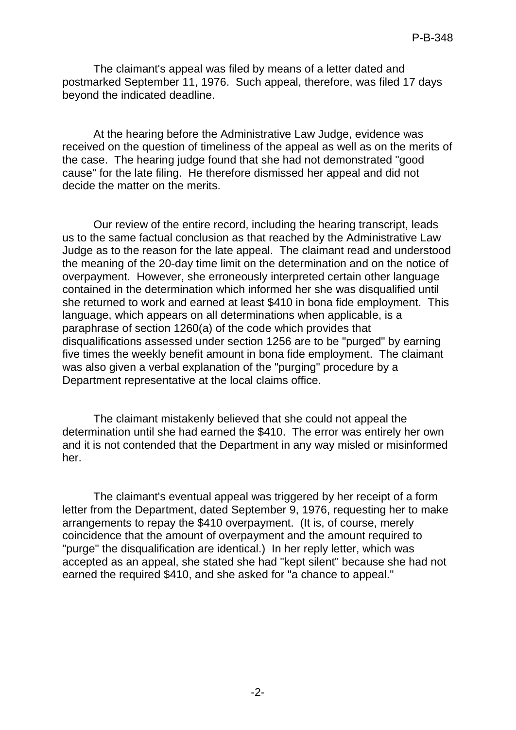The claimant's appeal was filed by means of a letter dated and postmarked September 11, 1976. Such appeal, therefore, was filed 17 days beyond the indicated deadline.

At the hearing before the Administrative Law Judge, evidence was received on the question of timeliness of the appeal as well as on the merits of the case. The hearing judge found that she had not demonstrated "good cause" for the late filing. He therefore dismissed her appeal and did not decide the matter on the merits.

Our review of the entire record, including the hearing transcript, leads us to the same factual conclusion as that reached by the Administrative Law Judge as to the reason for the late appeal. The claimant read and understood the meaning of the 20-day time limit on the determination and on the notice of overpayment. However, she erroneously interpreted certain other language contained in the determination which informed her she was disqualified until she returned to work and earned at least $410 in bona fide employment. This language, which appears on all determinations when applicable, is a paraphrase of section 1260(a) of the code which provides that disqualifications assessed under section 1256 are to be "purged" by earning five times the weekly benefit amount in bona fide employment. The claimant was also given a verbal explanation of the "purging" procedure by a Department representative at the local claims office.

The claimant mistakenly believed that she could not appeal the determination until she had earned the $410. The error was entirely her own and it is not contended that the Department in any way misled or misinformed her.

The claimant's eventual appeal was triggered by her receipt of a form letter from the Department, dated September 9, 1976, requesting her to make arrangements to repay the $410 overpayment. (It is, of course, merely coincidence that the amount of overpayment and the amount required to "purge" the disqualification are identical.) In her reply letter, which was accepted as an appeal, she stated she had "kept silent" because she had not earned the required $410, and she asked for "a chance to appeal."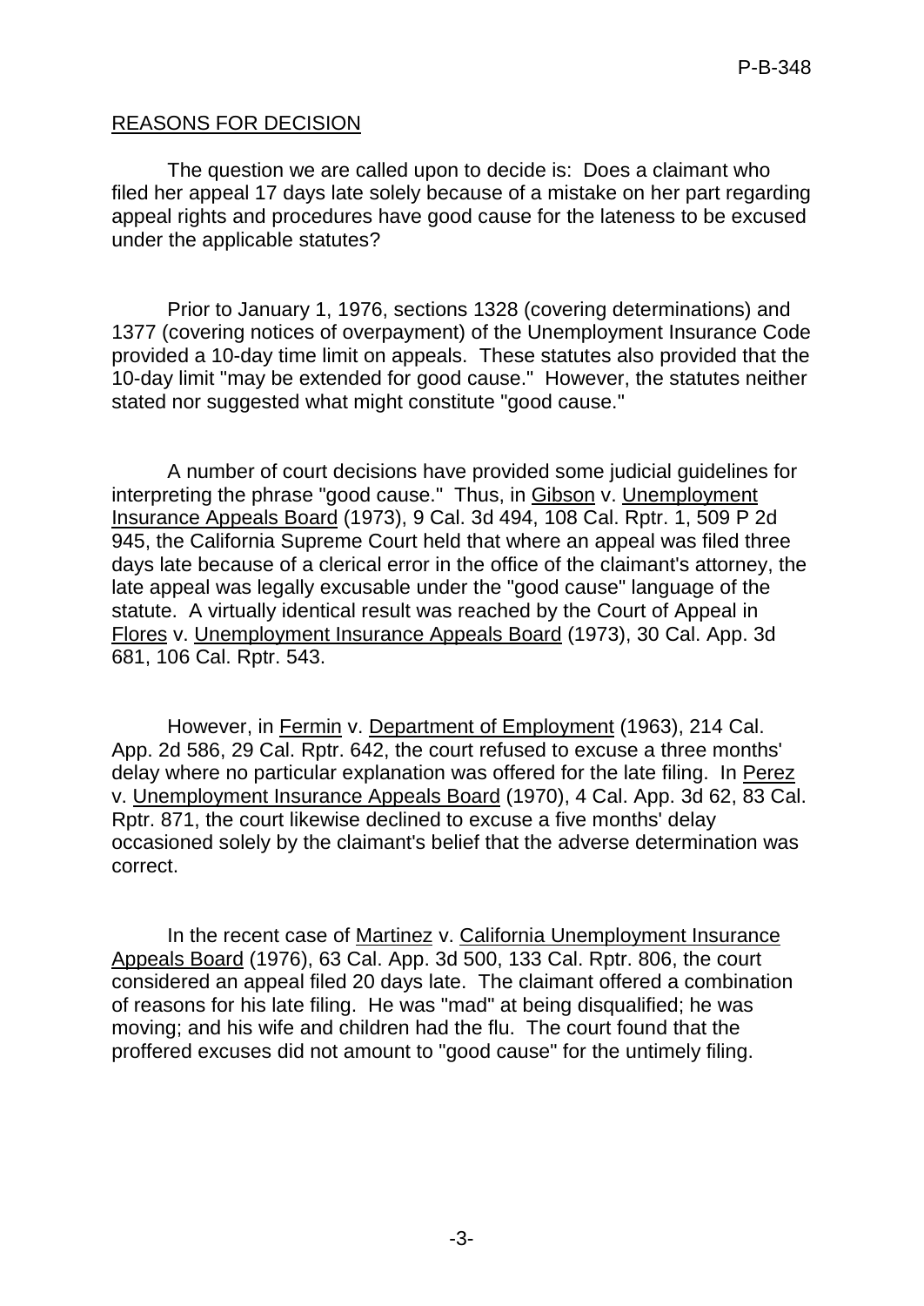## REASONS FOR DECISION

The question we are called upon to decide is: Does a claimant who filed her appeal 17 days late solely because of a mistake on her part regarding appeal rights and procedures have good cause for the lateness to be excused under the applicable statutes?

Prior to January 1, 1976, sections 1328 (covering determinations) and 1377 (covering notices of overpayment) of the Unemployment Insurance Code provided a 10-day time limit on appeals. These statutes also provided that the 10-day limit "may be extended for good cause." However, the statutes neither stated nor suggested what might constitute "good cause."

A number of court decisions have provided some judicial guidelines for interpreting the phrase "good cause." Thus, in Gibson v. Unemployment Insurance Appeals Board (1973), 9 Cal. 3d 494, 108 Cal. Rptr. 1, 509 P 2d 945, the California Supreme Court held that where an appeal was filed three days late because of a clerical error in the office of the claimant's attorney, the late appeal was legally excusable under the "good cause" language of the statute. A virtually identical result was reached by the Court of Appeal in Flores v. Unemployment Insurance Appeals Board (1973), 30 Cal. App. 3d 681, 106 Cal. Rptr. 543.

However, in Fermin v. Department of Employment (1963), 214 Cal. App. 2d 586, 29 Cal. Rptr. 642, the court refused to excuse a three months' delay where no particular explanation was offered for the late filing. In Perez v. Unemployment Insurance Appeals Board (1970), 4 Cal. App. 3d 62, 83 Cal. Rptr. 871, the court likewise declined to excuse a five months' delay occasioned solely by the claimant's belief that the adverse determination was correct.

In the recent case of Martinez v. California Unemployment Insurance Appeals Board (1976), 63 Cal. App. 3d 500, 133 Cal. Rptr. 806, the court considered an appeal filed 20 days late. The claimant offered a combination of reasons for his late filing. He was "mad" at being disqualified; he was moving; and his wife and children had the flu. The court found that the proffered excuses did not amount to "good cause" for the untimely filing.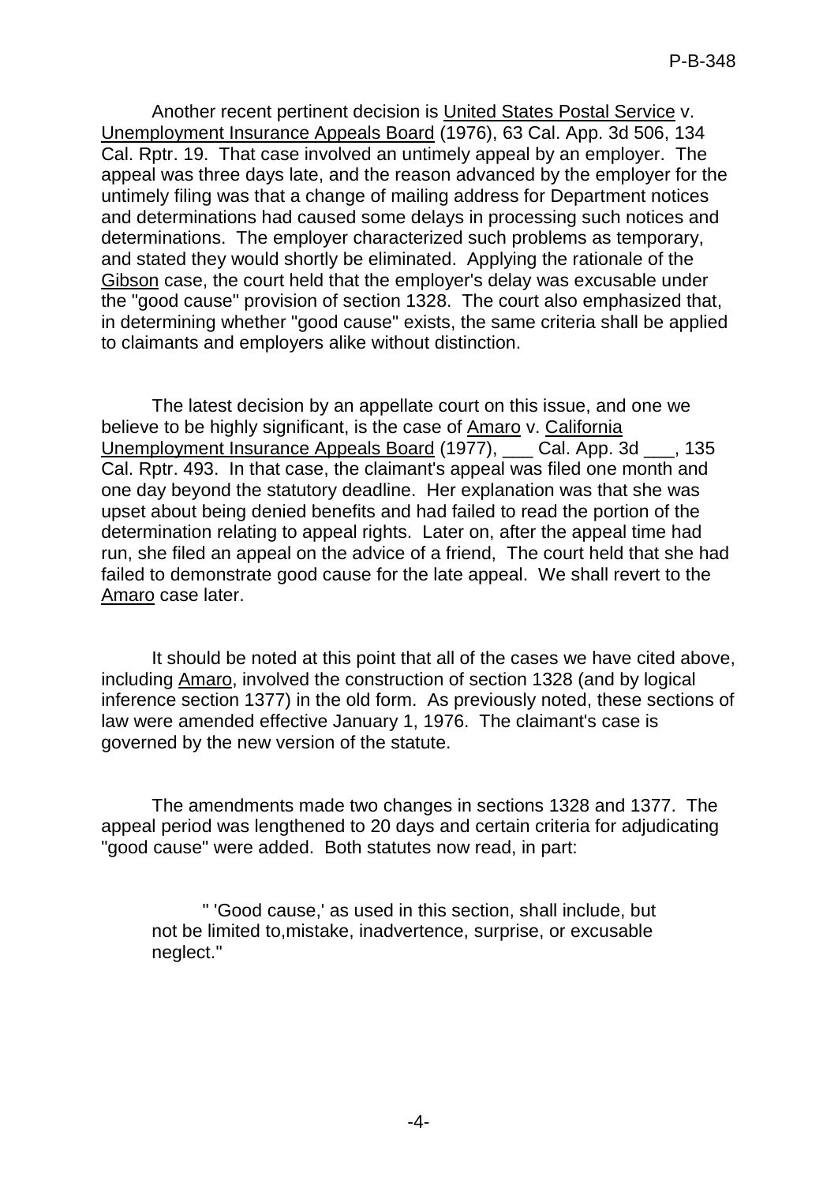Another recent pertinent decision is United States Postal Service v. Unemployment Insurance Appeals Board (1976), 63 Cal. App. 3d 506, 134 Cal. Rptr. 19. That case involved an untimely appeal by an employer. The appeal was three days late, and the reason advanced by the employer for the untimely filing was that a change of mailing address for Department notices and determinations had caused some delays in processing such notices and determinations. The employer characterized such problems as temporary, and stated they would shortly be eliminated. Applying the rationale of the Gibson case, the court held that the employer's delay was excusable under the "good cause" provision of section 1328. The court also emphasized that, in determining whether "good cause" exists, the same criteria shall be applied to claimants and employers alike without distinction.

The latest decision by an appellate court on this issue, and one we believe to be highly significant, is the case of Amaro v. California Unemployment Insurance Appeals Board (1977), ___ Cal. App. 3d ___, 135 Cal. Rptr. 493. In that case, the claimant's appeal was filed one month and one day beyond the statutory deadline. Her explanation was that she was upset about being denied benefits and had failed to read the portion of the determination relating to appeal rights. Later on, after the appeal time had run, she filed an appeal on the advice of a friend, The court held that she had failed to demonstrate good cause for the late appeal. We shall revert to the Amaro case later.

It should be noted at this point that all of the cases we have cited above, including Amaro, involved the construction of section 1328 (and by logical inference section 1377) in the old form. As previously noted, these sections of law were amended effective January 1, 1976. The claimant's case is governed by the new version of the statute.

The amendments made two changes in sections 1328 and 1377. The appeal period was lengthened to 20 days and certain criteria for adjudicating "good cause" were added. Both statutes now read, in part:

> " 'Good cause,' as used in this section, shall include, but not be limited to,mistake, inadvertence, surprise, or excusable neglect."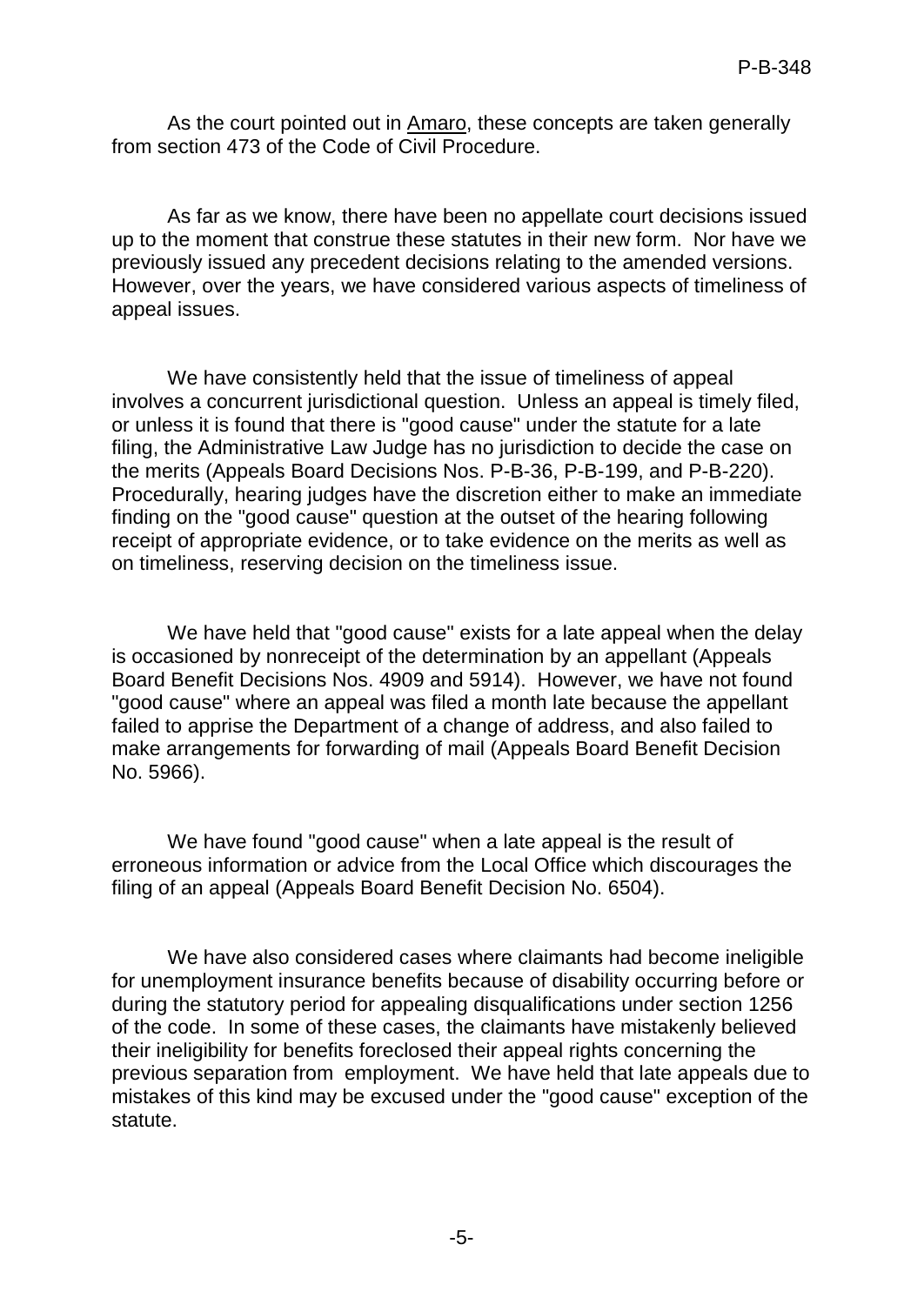As the court pointed out in Amaro, these concepts are taken generally from section 473 of the Code of Civil Procedure.

As far as we know, there have been no appellate court decisions issued up to the moment that construe these statutes in their new form. Nor have we previously issued any precedent decisions relating to the amended versions. However, over the years, we have considered various aspects of timeliness of appeal issues.

We have consistently held that the issue of timeliness of appeal involves a concurrent jurisdictional question. Unless an appeal is timely filed, or unless it is found that there is "good cause" under the statute for a late filing, the Administrative Law Judge has no jurisdiction to decide the case on the merits (Appeals Board Decisions Nos. P-B-36, P-B-199, and P-B-220). Procedurally, hearing judges have the discretion either to make an immediate finding on the "good cause" question at the outset of the hearing following receipt of appropriate evidence, or to take evidence on the merits as well as on timeliness, reserving decision on the timeliness issue.

We have held that "good cause" exists for a late appeal when the delay is occasioned by nonreceipt of the determination by an appellant (Appeals Board Benefit Decisions Nos. 4909 and 5914). However, we have not found "good cause" where an appeal was filed a month late because the appellant failed to apprise the Department of a change of address, and also failed to make arrangements for forwarding of mail (Appeals Board Benefit Decision No. 5966).

We have found "good cause" when a late appeal is the result of erroneous information or advice from the Local Office which discourages the filing of an appeal (Appeals Board Benefit Decision No. 6504).

We have also considered cases where claimants had become ineligible for unemployment insurance benefits because of disability occurring before or during the statutory period for appealing disqualifications under section 1256 of the code. In some of these cases, the claimants have mistakenly believed their ineligibility for benefits foreclosed their appeal rights concerning the previous separation from employment. We have held that late appeals due to mistakes of this kind may be excused under the "good cause" exception of the statute.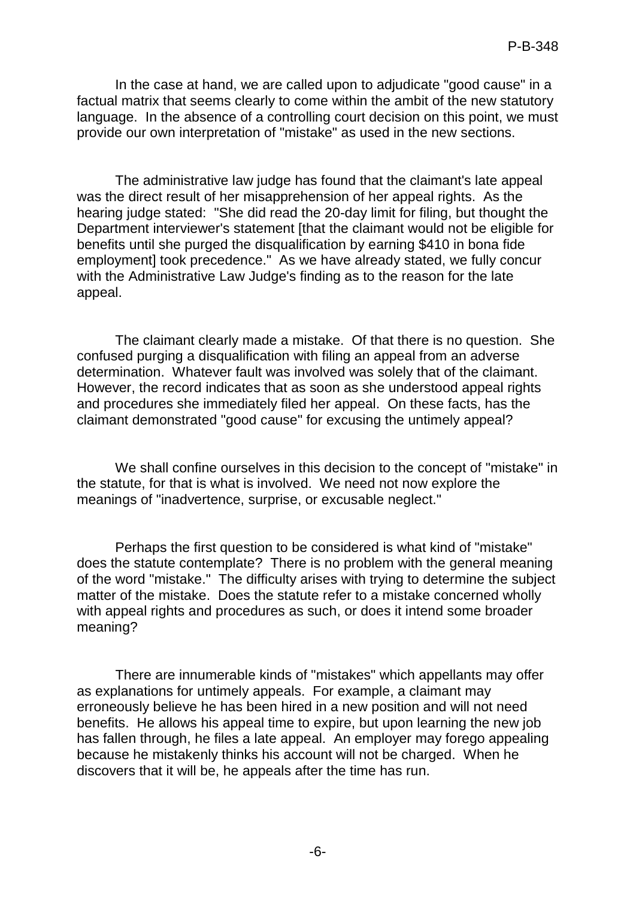In the case at hand, we are called upon to adjudicate "good cause" in a factual matrix that seems clearly to come within the ambit of the new statutory language. In the absence of a controlling court decision on this point, we must provide our own interpretation of "mistake" as used in the new sections.

The administrative law judge has found that the claimant's late appeal was the direct result of her misapprehension of her appeal rights. As the hearing judge stated: "She did read the 20-day limit for filing, but thought the Department interviewer's statement [that the claimant would not be eligible for benefits until she purged the disqualification by earning $410 in bona fide employment] took precedence." As we have already stated, we fully concur with the Administrative Law Judge's finding as to the reason for the late appeal.

The claimant clearly made a mistake. Of that there is no question. She confused purging a disqualification with filing an appeal from an adverse determination. Whatever fault was involved was solely that of the claimant. However, the record indicates that as soon as she understood appeal rights and procedures she immediately filed her appeal. On these facts, has the claimant demonstrated "good cause" for excusing the untimely appeal?

We shall confine ourselves in this decision to the concept of "mistake" in the statute, for that is what is involved. We need not now explore the meanings of "inadvertence, surprise, or excusable neglect."

Perhaps the first question to be considered is what kind of "mistake" does the statute contemplate? There is no problem with the general meaning of the word "mistake." The difficulty arises with trying to determine the subject matter of the mistake. Does the statute refer to a mistake concerned wholly with appeal rights and procedures as such, or does it intend some broader meaning?

There are innumerable kinds of "mistakes" which appellants may offer as explanations for untimely appeals. For example, a claimant may erroneously believe he has been hired in a new position and will not need benefits. He allows his appeal time to expire, but upon learning the new job has fallen through, he files a late appeal. An employer may forego appealing because he mistakenly thinks his account will not be charged. When he discovers that it will be, he appeals after the time has run.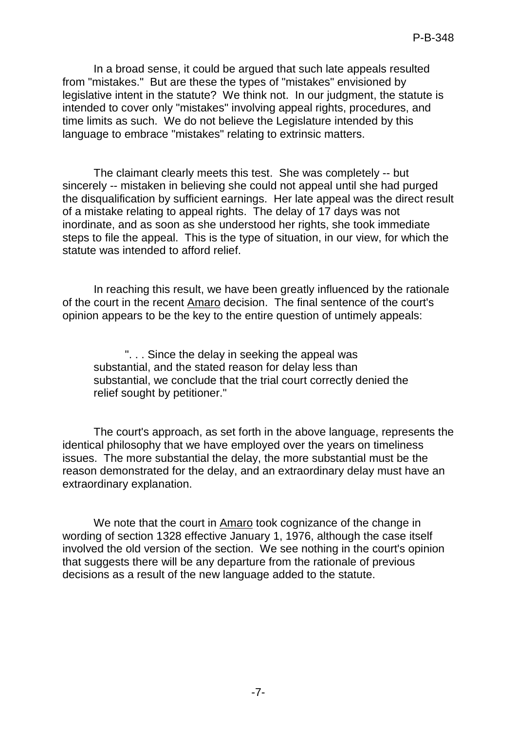In a broad sense, it could be argued that such late appeals resulted from "mistakes." But are these the types of "mistakes" envisioned by legislative intent in the statute? We think not. In our judgment, the statute is intended to cover only "mistakes" involving appeal rights, procedures, and time limits as such. We do not believe the Legislature intended by this language to embrace "mistakes" relating to extrinsic matters.

The claimant clearly meets this test. She was completely -- but sincerely -- mistaken in believing she could not appeal until she had purged the disqualification by sufficient earnings. Her late appeal was the direct result of a mistake relating to appeal rights. The delay of 17 days was not inordinate, and as soon as she understood her rights, she took immediate steps to file the appeal. This is the type of situation, in our view, for which the statute was intended to afford relief.

In reaching this result, we have been greatly influenced by the rationale of the court in the recent Amaro decision. The final sentence of the court's opinion appears to be the key to the entire question of untimely appeals:

> ". . . Since the delay in seeking the appeal was substantial, and the stated reason for delay less than substantial, we conclude that the trial court correctly denied the relief sought by petitioner."

The court's approach, as set forth in the above language, represents the identical philosophy that we have employed over the years on timeliness issues. The more substantial the delay, the more substantial must be the reason demonstrated for the delay, and an extraordinary delay must have an extraordinary explanation.

We note that the court in Amaro took cognizance of the change in wording of section 1328 effective January 1, 1976, although the case itself involved the old version of the section. We see nothing in the court's opinion that suggests there will be any departure from the rationale of previous decisions as a result of the new language added to the statute.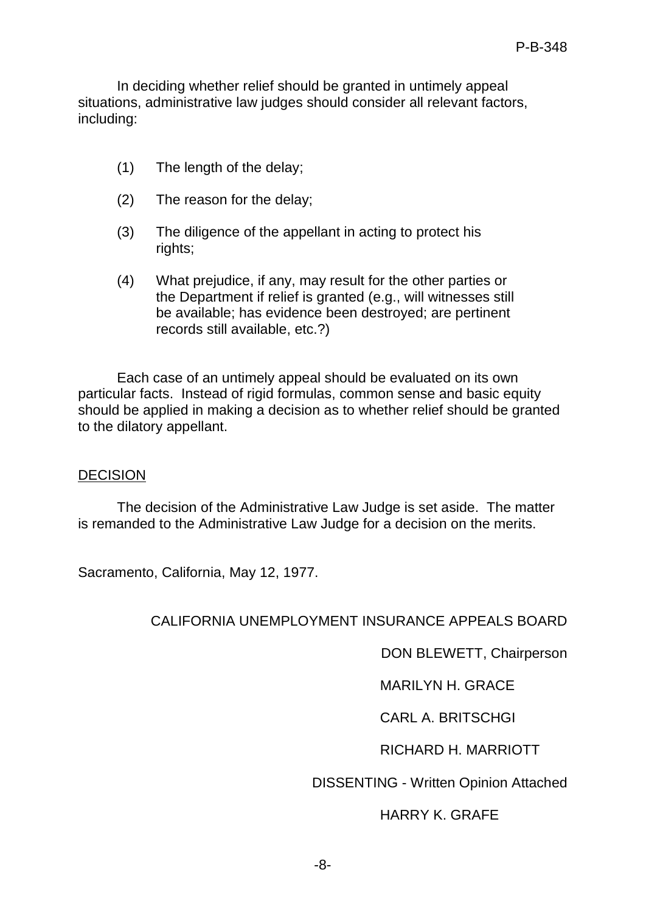In deciding whether relief should be granted in untimely appeal situations, administrative law judges should consider all relevant factors, including:

(1) The length of the delay;

(2) The reason for the delay;

(3) The diligence of the appellant in acting to protect his rights;

(4) What prejudice, if any, may result for the other parties or the Department if relief is granted (e.g., will witnesses still be available; has evidence been destroyed; are pertinent records still available, etc.?)

Each case of an untimely appeal should be evaluated on its own particular facts. Instead of rigid formulas, common sense and basic equity should be applied in making a decision as to whether relief should be granted to the dilatory appellant.

## DECISION

The decision of the Administrative Law Judge is set aside. The matter is remanded to the Administrative Law Judge for a decision on the merits.

Sacramento, California, May 12, 1977.

CALIFORNIA UNEMPLOYMENT INSURANCE APPEALS BOARD

DON BLEWETT, Chairperson

MARILYN H. GRACE

CARL A. BRITSCHGI

RICHARD H. MARRIOTT

DISSENTING - Written Opinion Attached

HARRY K. GRAFE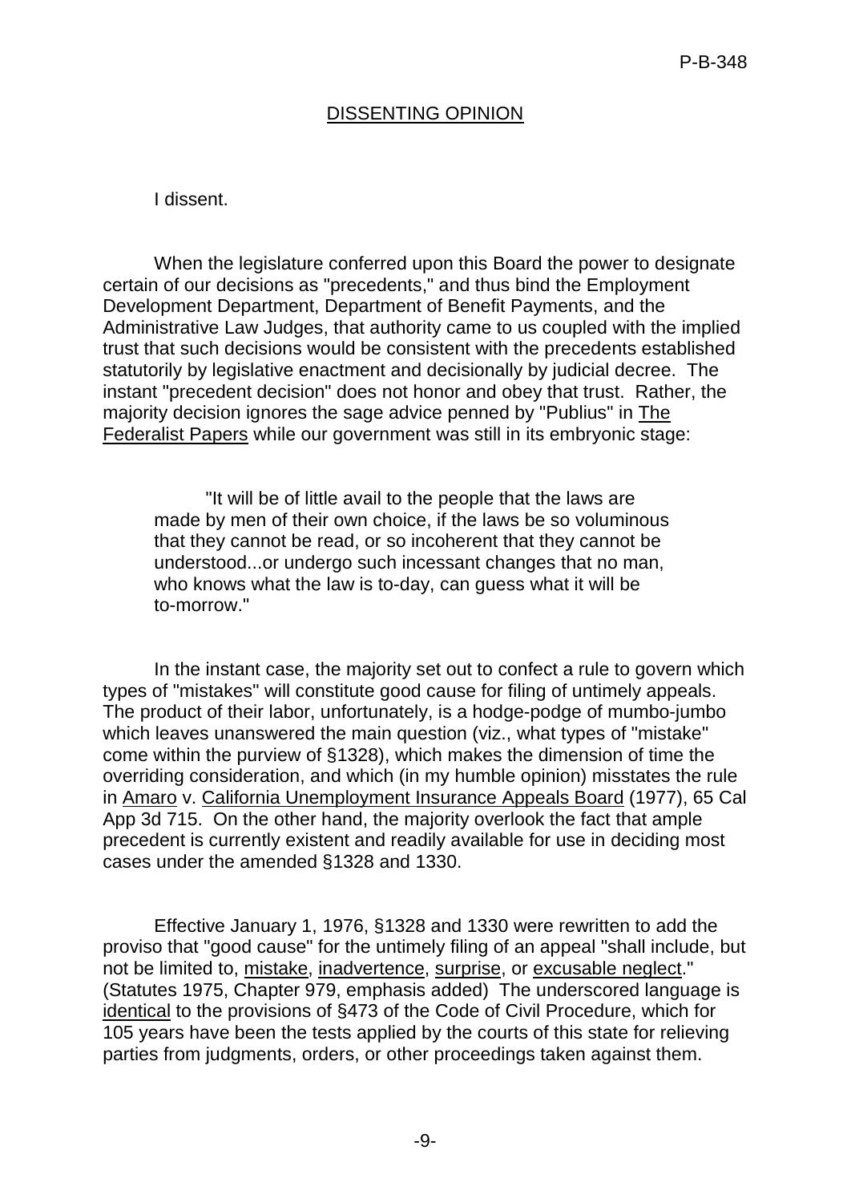## DISSENTING OPINION

I dissent.

When the legislature conferred upon this Board the power to designate certain of our decisions as "precedents," and thus bind the Employment Development Department, Department of Benefit Payments, and the Administrative Law Judges, that authority came to us coupled with the implied trust that such decisions would be consistent with the precedents established statutorily by legislative enactment and decisionally by judicial decree. The instant "precedent decision" does not honor and obey that trust. Rather, the majority decision ignores the sage advice penned by "Publius" in The Federalist Papers while our government was still in its embryonic stage:

> "It will be of little avail to the people that the laws are made by men of their own choice, if the laws be so voluminous that they cannot be read, or so incoherent that they cannot be understood...or undergo such incessant changes that no man, who knows what the law is to-day, can guess what it will be to-morrow."

In the instant case, the majority set out to confect a rule to govern which types of "mistakes" will constitute good cause for filing of untimely appeals. The product of their labor, unfortunately, is a hodge-podge of mumbo-jumbo which leaves unanswered the main question (viz., what types of "mistake" come within the purview of §1328), which makes the dimension of time the overriding consideration, and which (in my humble opinion) misstates the rule in Amaro v. California Unemployment Insurance Appeals Board (1977), 65 Cal App 3d 715. On the other hand, the majority overlook the fact that ample precedent is currently existent and readily available for use in deciding most cases under the amended §1328 and 1330.

Effective January 1, 1976, §1328 and 1330 were rewritten to add the proviso that "good cause" for the untimely filing of an appeal "shall include, but not be limited to, mistake, inadvertence, surprise, or excusable neglect." (Statutes 1975, Chapter 979, emphasis added) The underscored language is identical to the provisions of §473 of the Code of Civil Procedure, which for 105 years have been the tests applied by the courts of this state for relieving parties from judgments, orders, or other proceedings taken against them.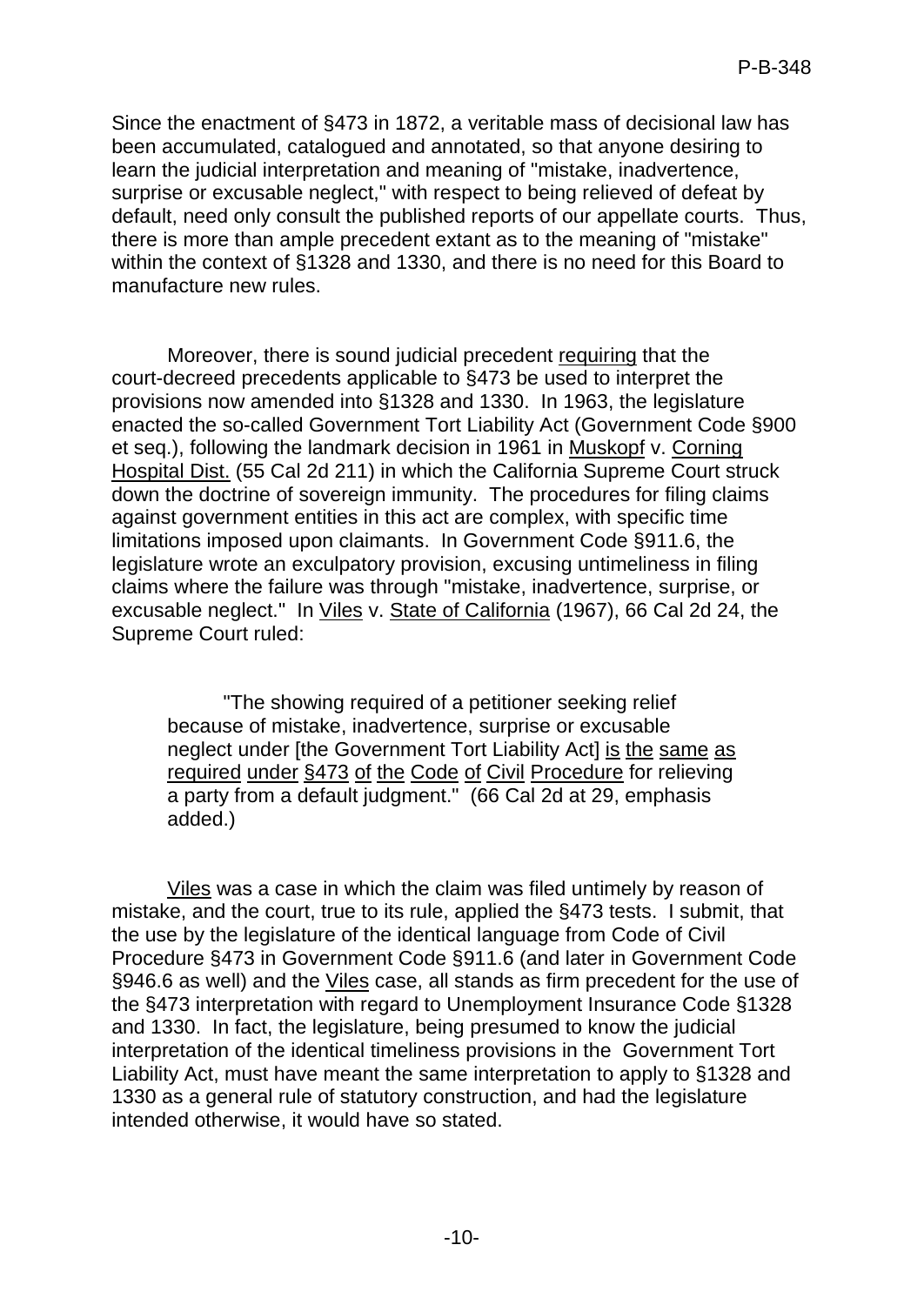Since the enactment of §473 in 1872, a veritable mass of decisional law has been accumulated, catalogued and annotated, so that anyone desiring to learn the judicial interpretation and meaning of "mistake, inadvertence, surprise or excusable neglect," with respect to being relieved of defeat by default, need only consult the published reports of our appellate courts. Thus, there is more than ample precedent extant as to the meaning of "mistake" within the context of §1328 and 1330, and there is no need for this Board to manufacture new rules.

Moreover, there is sound judicial precedent requiring that the court-decreed precedents applicable to §473 be used to interpret the provisions now amended into §1328 and 1330. In 1963, the legislature enacted the so-called Government Tort Liability Act (Government Code §900 et seq.), following the landmark decision in 1961 in Muskopf v. Corning Hospital Dist. (55 Cal 2d 211) in which the California Supreme Court struck down the doctrine of sovereign immunity. The procedures for filing claims against government entities in this act are complex, with specific time limitations imposed upon claimants. In Government Code §911.6, the legislature wrote an exculpatory provision, excusing untimeliness in filing claims where the failure was through "mistake, inadvertence, surprise, or excusable neglect." In Viles v. State of California (1967), 66 Cal 2d 24, the Supreme Court ruled:

> "The showing required of a petitioner seeking relief because of mistake, inadvertence, surprise or excusable neglect under [the Government Tort Liability Act] is the same as required under §473 of the Code of Civil Procedure for relieving a party from a default judgment." (66 Cal 2d at 29, emphasis added.)

Viles was a case in which the claim was filed untimely by reason of mistake, and the court, true to its rule, applied the §473 tests. I submit, that the use by the legislature of the identical language from Code of Civil Procedure §473 in Government Code §911.6 (and later in Government Code §946.6 as well) and the Viles case, all stands as firm precedent for the use of the §473 interpretation with regard to Unemployment Insurance Code §1328 and 1330. In fact, the legislature, being presumed to know the judicial interpretation of the identical timeliness provisions in the Government Tort Liability Act, must have meant the same interpretation to apply to §1328 and 1330 as a general rule of statutory construction, and had the legislature intended otherwise, it would have so stated.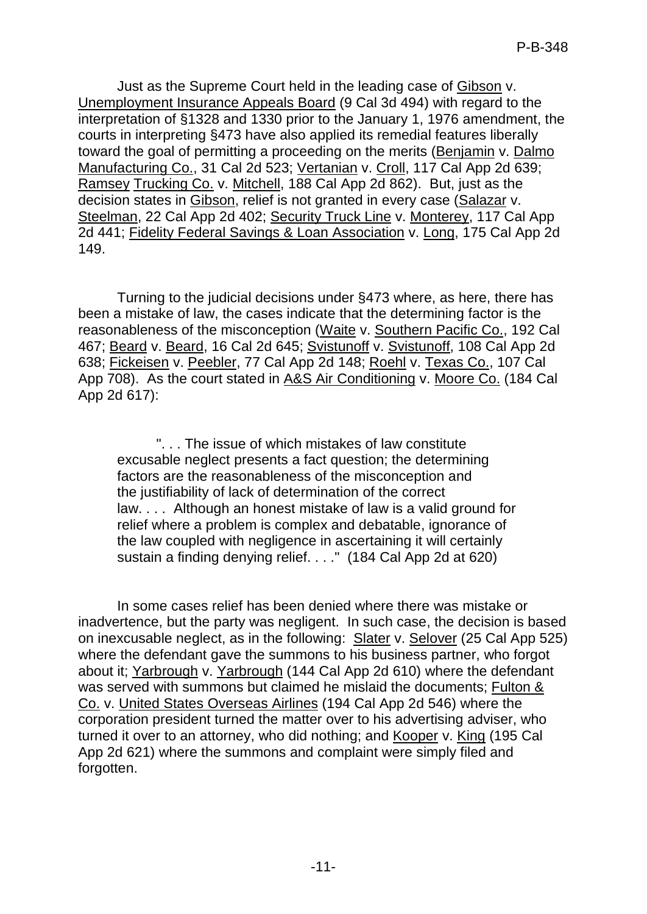Just as the Supreme Court held in the leading case of Gibson v. Unemployment Insurance Appeals Board (9 Cal 3d 494) with regard to the interpretation of §1328 and 1330 prior to the January 1, 1976 amendment, the courts in interpreting §473 have also applied its remedial features liberally toward the goal of permitting a proceeding on the merits (Benjamin v. Dalmo Manufacturing Co., 31 Cal 2d 523; Vertanian v. Croll, 117 Cal App 2d 639; Ramsey Trucking Co. v. Mitchell, 188 Cal App 2d 862). But, just as the decision states in Gibson, relief is not granted in every case (Salazar v. Steelman, 22 Cal App 2d 402; Security Truck Line v. Monterey, 117 Cal App 2d 441; Fidelity Federal Savings & Loan Association v. Long, 175 Cal App 2d 149.

Turning to the judicial decisions under §473 where, as here, there has been a mistake of law, the cases indicate that the determining factor is the reasonableness of the misconception (Waite v. Southern Pacific Co., 192 Cal 467; Beard v. Beard, 16 Cal 2d 645; Svistunoff v. Svistunoff, 108 Cal App 2d 638; Fickeisen v. Peebler, 77 Cal App 2d 148; Roehl v. Texas Co., 107 Cal App 708). As the court stated in A&S Air Conditioning v. Moore Co. (184 Cal App 2d 617):

> ". . . The issue of which mistakes of law constitute excusable neglect presents a fact question; the determining factors are the reasonableness of the misconception and the justifiability of lack of determination of the correct law. . . . Although an honest mistake of law is a valid ground for relief where a problem is complex and debatable, ignorance of the law coupled with negligence in ascertaining it will certainly sustain a finding denying relief. . . ." (184 Cal App 2d at 620)

In some cases relief has been denied where there was mistake or inadvertence, but the party was negligent. In such case, the decision is based on inexcusable neglect, as in the following: Slater v. Selover (25 Cal App 525) where the defendant gave the summons to his business partner, who forgot about it; Yarbrough v. Yarbrough (144 Cal App 2d 610) where the defendant was served with summons but claimed he mislaid the documents; Fulton & Co. v. United States Overseas Airlines (194 Cal App 2d 546) where the corporation president turned the matter over to his advertising adviser, who turned it over to an attorney, who did nothing; and Kooper v. King (195 Cal App 2d 621) where the summons and complaint were simply filed and forgotten.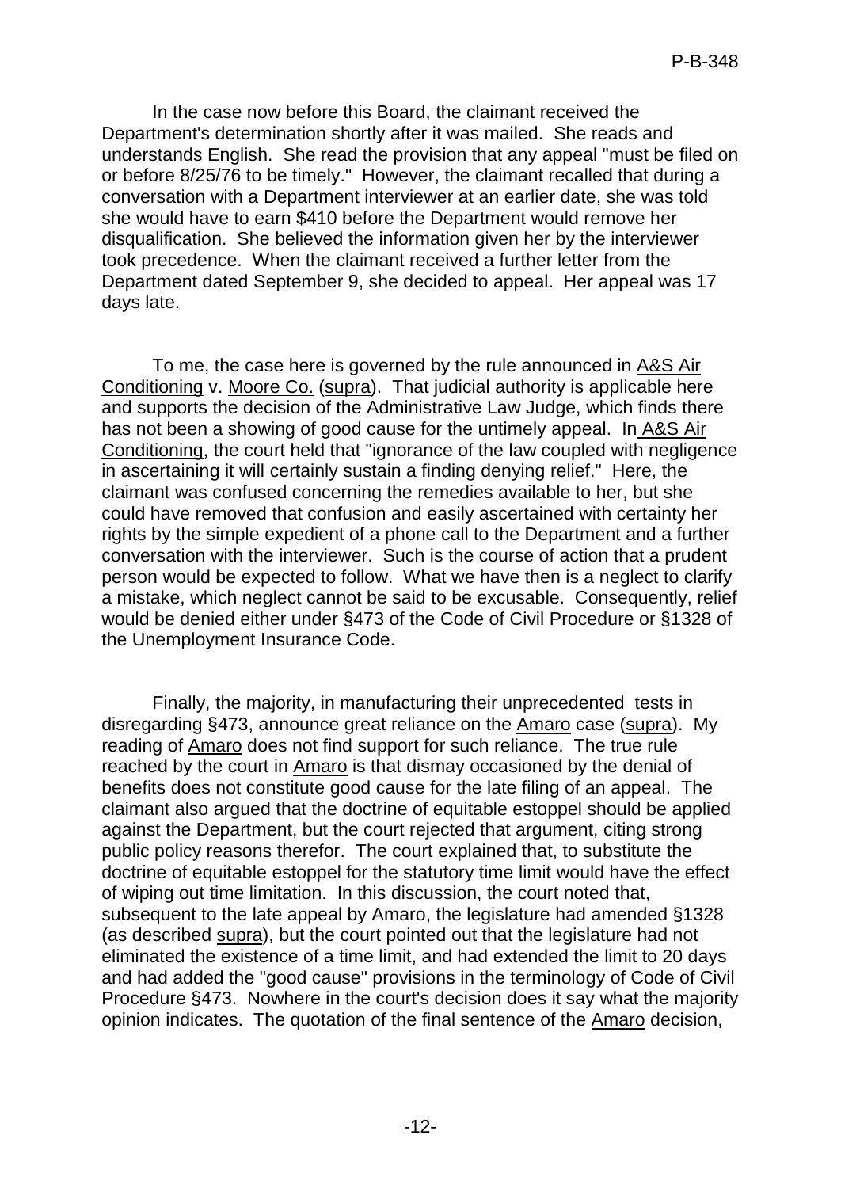In the case now before this Board, the claimant received the Department's determination shortly after it was mailed. She reads and understands English. She read the provision that any appeal "must be filed on or before 8/25/76 to be timely." However, the claimant recalled that during a conversation with a Department interviewer at an earlier date, she was told she would have to earn $410 before the Department would remove her disqualification. She believed the information given her by the interviewer took precedence. When the claimant received a further letter from the Department dated September 9, she decided to appeal. Her appeal was 17 days late.

To me, the case here is governed by the rule announced in A&S Air Conditioning v. Moore Co. (supra). That judicial authority is applicable here and supports the decision of the Administrative Law Judge, which finds there has not been a showing of good cause for the untimely appeal. In A&S Air Conditioning, the court held that "ignorance of the law coupled with negligence in ascertaining it will certainly sustain a finding denying relief." Here, the claimant was confused concerning the remedies available to her, but she could have removed that confusion and easily ascertained with certainty her rights by the simple expedient of a phone call to the Department and a further conversation with the interviewer. Such is the course of action that a prudent person would be expected to follow. What we have then is a neglect to clarify a mistake, which neglect cannot be said to be excusable. Consequently, relief would be denied either under §473 of the Code of Civil Procedure or §1328 of the Unemployment Insurance Code.

Finally, the majority, in manufacturing their unprecedented tests in disregarding §473, announce great reliance on the Amaro case (supra). My reading of Amaro does not find support for such reliance. The true rule reached by the court in Amaro is that dismay occasioned by the denial of benefits does not constitute good cause for the late filing of an appeal. The claimant also argued that the doctrine of equitable estoppel should be applied against the Department, but the court rejected that argument, citing strong public policy reasons therefor. The court explained that, to substitute the doctrine of equitable estoppel for the statutory time limit would have the effect of wiping out time limitation. In this discussion, the court noted that, subsequent to the late appeal by Amaro, the legislature had amended §1328 (as described supra), but the court pointed out that the legislature had not eliminated the existence of a time limit, and had extended the limit to 20 days and had added the "good cause" provisions in the terminology of Code of Civil Procedure §473. Nowhere in the court's decision does it say what the majority opinion indicates. The quotation of the final sentence of the Amaro decision,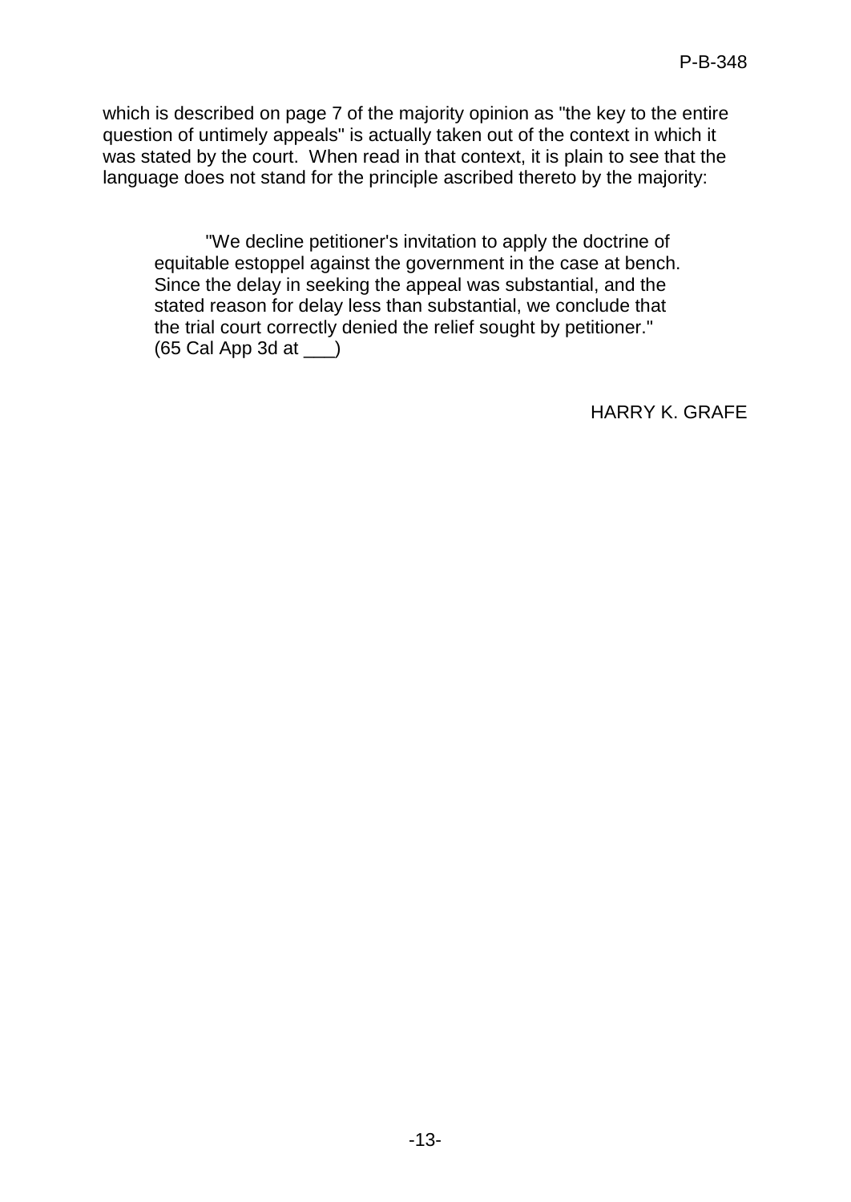which is described on page 7 of the majority opinion as "the key to the entire question of untimely appeals" is actually taken out of the context in which it was stated by the court. When read in that context, it is plain to see that the language does not stand for the principle ascribed thereto by the majority:

> "We decline petitioner's invitation to apply the doctrine of equitable estoppel against the government in the case at bench. Since the delay in seeking the appeal was substantial, and the stated reason for delay less than substantial, we conclude that the trial court correctly denied the relief sought by petitioner." (65 Cal App 3d at ___)

HARRY K. GRAFE